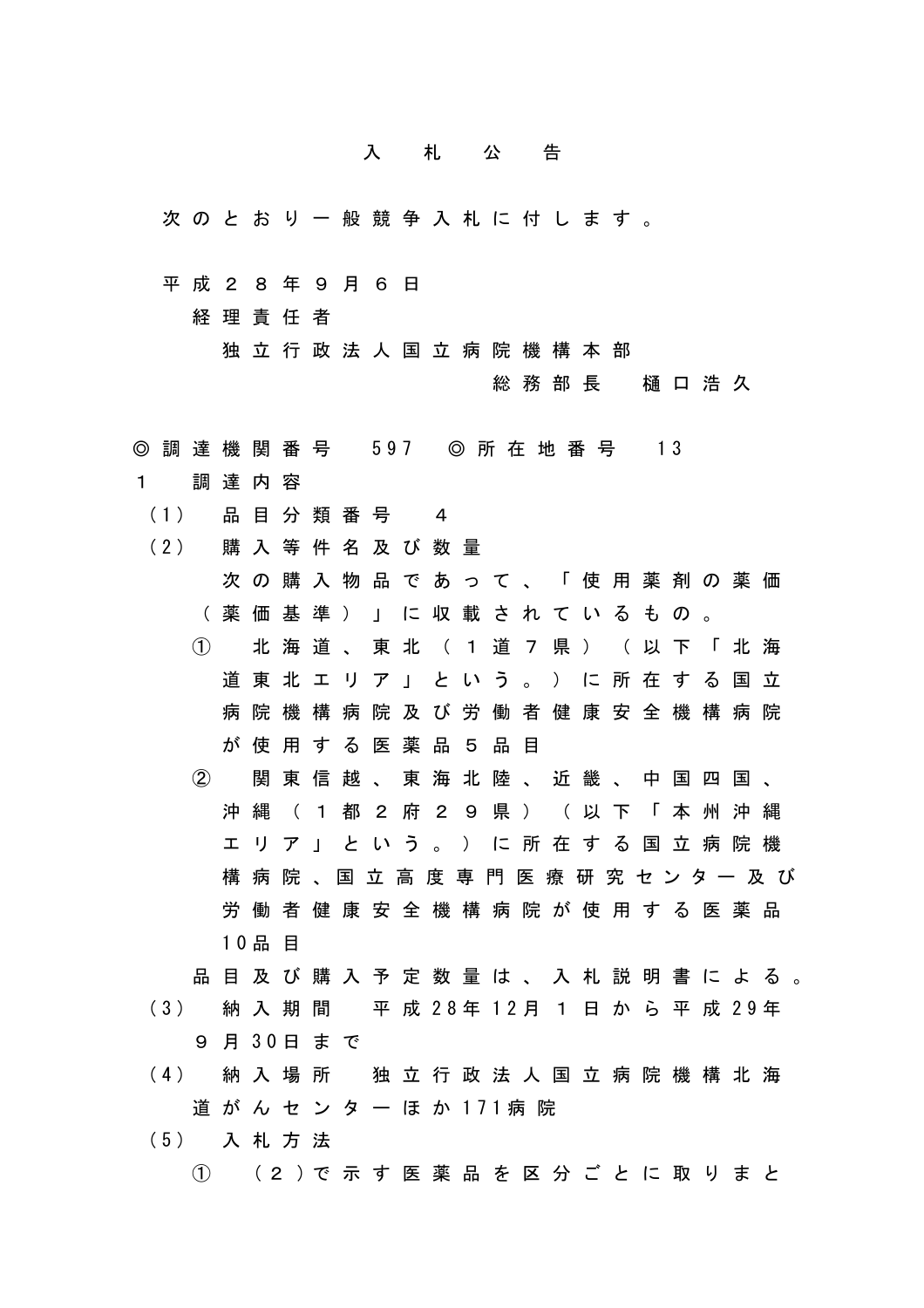# 入札公告

次のとおり一般競争入札に付します。

平成２８年９月６日

経理責任者

独立行政法人国立病院機構本部

総務部長　樋口浩久

◎調達機関番号　597　◎所在地番号　13

１　調達内容

（1）　品目分類番号　４

（2）　購入等件名及び数量

次の購入物品であって、「使用薬剤の薬価（薬価基準）」に収載されているもの。

①　北海道、東北（１道７県）（以下「北海道東北エリア」という。）に所在する国立病院機構病院及び労働者健康安全機構病院が使用する医薬品５品目

②　関東信越、東海北陸、近畿、中国四国、沖縄（１都２府２９県）（以下「本州沖縄エリア」という。）に所在する国立病院機構病院、国立高度専門医療研究センター及び労働者健康安全機構病院が使用する医薬品10品目

品目及び購入予定数量は、入札説明書による。

（3）　納入期間　平成28年12月１日から平成29年９月30日まで

（4）　納入場所　独立行政法人国立病院機構北海道がんセンターほか171病院

（5）　入札方法

①　（２）で示す医薬品を区分ごとに取りまと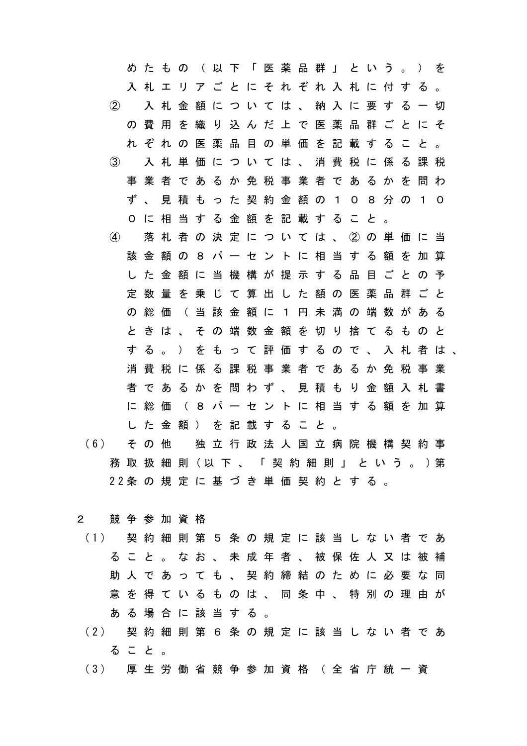めたもの（以下「医薬品群」という。）を入札エリアごとにそれぞれ入札に付する。

② 入札金額については、納入に要する一切の費用を織り込んだ上で医薬品群ごとにそれぞれの医薬品目の単価を記載すること。

③ 入札単価については、消費税に係る課税事業者であるか免税事業者であるかを問わず、見積もった契約金額の１０８分の１００に相当する金額を記載すること。

④ 落札者の決定については、②の単価に当該金額の８パーセントに相当する額を加算した金額に当機構が提示する品目ごとの予定数量を乗じて算出した額の医薬品群ごとの総価（当該金額に１円未満の端数があるときは、その端数金額を切り捨てるものとする。）をもって評価するので、入札者は、消費税に係る課税事業者であるか免税事業者であるかを問わず、見積もり金額入札書に総価（８パーセントに相当する額を加算した金額）を記載すること。

(6) その他　独立行政法人国立病院機構契約事務取扱細則（以下、「契約細則」という。）第22条の規定に基づき単価契約とする。

２　競争参加資格

(1) 契約細則第５条の規定に該当しない者であること。なお、未成年者、被保佐人又は被補助人であっても、契約締結のために必要な同意を得ているものは、同条中、特別の理由がある場合に該当する。

(2) 契約細則第６条の規定に該当しない者であること。

(3) 厚生労働省競争参加資格（全省庁統一資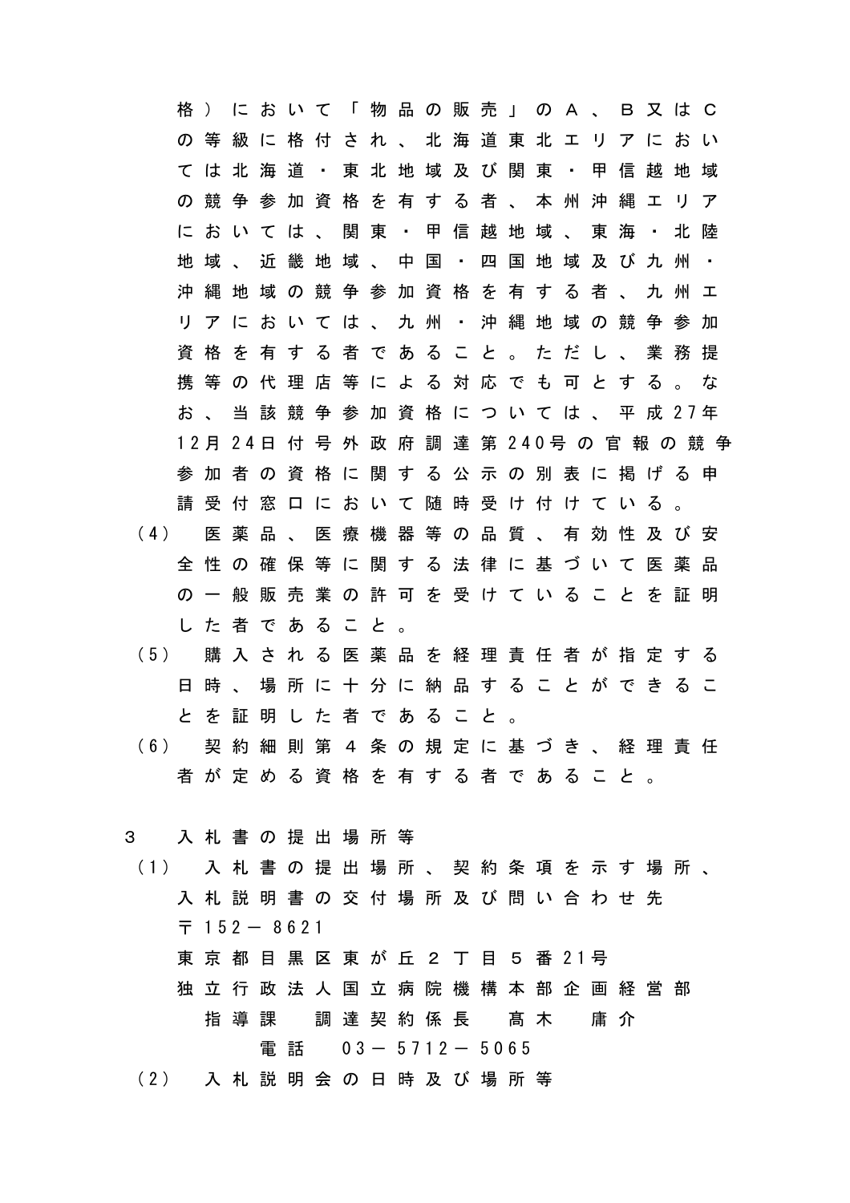格）において「物品の販売」のＡ、Ｂ又はＣの等級に格付され、北海道東北エリアにおいては北海道・東北地域及び関東・甲信越地域の競争参加資格を有する者、本州沖縄エリアにおいては、関東・甲信越地域、東海・北陸地域、近畿地域、中国・四国地域及び九州・沖縄地域の競争参加資格を有する者、九州エリアにおいては、九州・沖縄地域の競争参加資格を有する者であること。ただし、業務提携等の代理店等による対応でも可とする。なお、当該競争参加資格については、平成27年12月24日付号外政府調達第240号の官報の競争参加者の資格に関する公示の別表に掲げる申請受付窓口において随時受け付けている。

（4）　医薬品、医療機器等の品質、有効性及び安全性の確保等に関する法律に基づいて医薬品の一般販売業の許可を受けていることを証明した者であること。

（5）　購入される医薬品を経理責任者が指定する日時、場所に十分に納品することができることを証明した者であること。

（6）　契約細則第４条の規定に基づき、経理責任者が定める資格を有する者であること。

３　入札書の提出場所等

（1）　入札書の提出場所、契約条項を示す場所、入札説明書の交付場所及び問い合わせ先

〒152－8621

東京都目黒区東が丘２丁目５番21号

独立行政法人国立病院機構本部企画経営部

指導課　調達契約係長　髙木　庸介

電話　03－5712－5065

（2）　入札説明会の日時及び場所等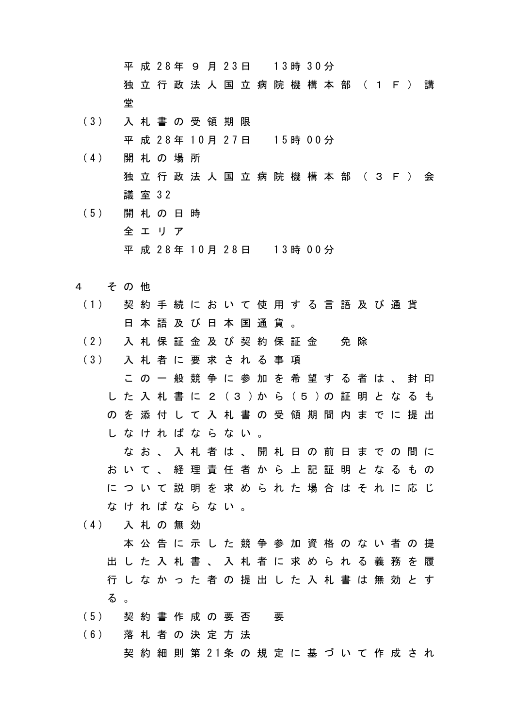平成28年９月23日　13時30分
独立行政法人国立病院機構本部（１Ｆ）講堂

（3）　入札書の受領期限
平成28年10月27日　15時00分

（4）　開札の場所
独立行政法人国立病院機構本部（３Ｆ）会議室32

（5）　開札の日時
全エリア
平成28年10月28日　13時00分

4　その他

（1）　契約手続において使用する言語及び通貨
日本語及び日本国通貨。

（2）　入札保証金及び契約保証金　免除

（3）　入札者に要求される事項
この一般競争に参加を希望する者は、封印した入札書に２（３）から（５）の証明となるものを添付して入札書の受領期間内までに提出しなければならない。
なお、入札者は、開札日の前日までの間において、経理責任者から上記証明となるものについて説明を求められた場合はそれに応じなければならない。

（4）　入札の無効
本公告に示した競争参加資格のない者の提出した入札書、入札者に求められる義務を履行しなかった者の提出した入札書は無効とする。

（5）　契約書作成の要否　要

（6）　落札者の決定方法
契約細則第21条の規定に基づいて作成され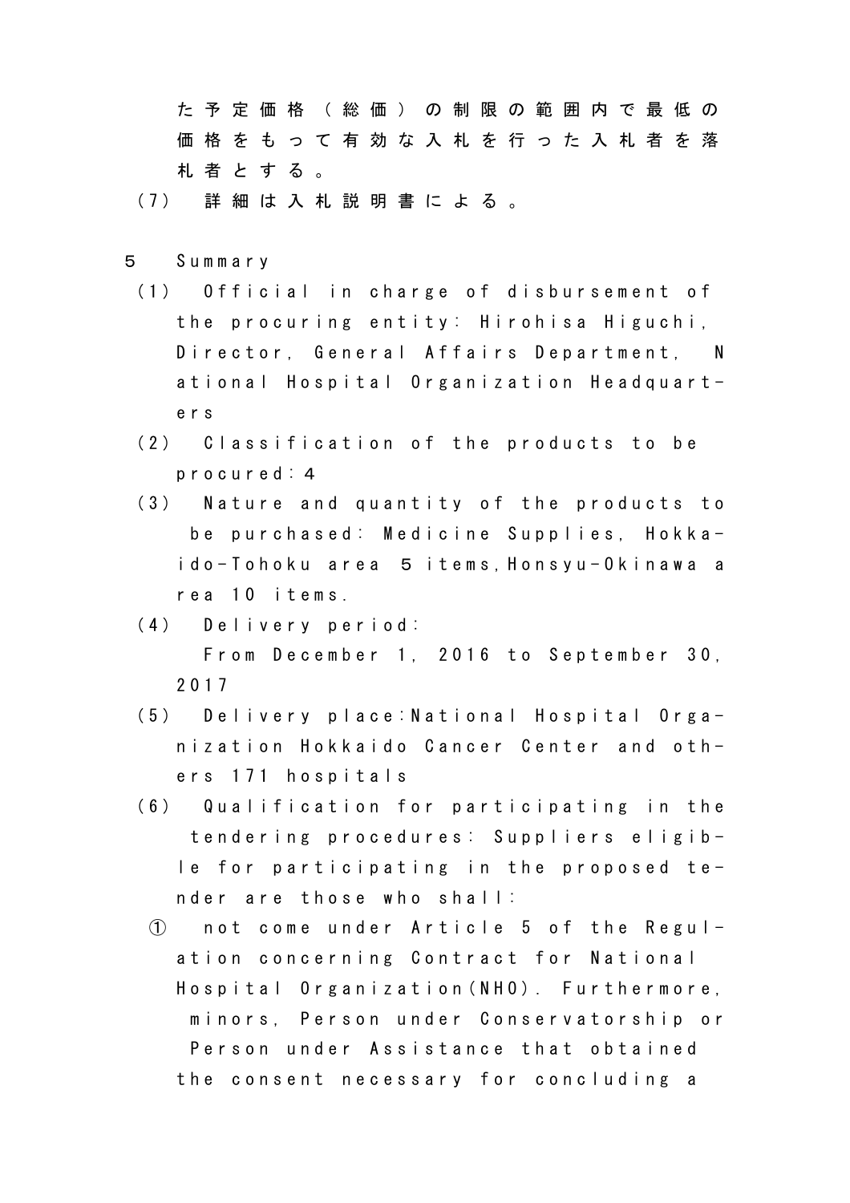た予定価格（総価）の制限の範囲内で最低の価格をもって有効な入札を行った入札者を落札者とする。

(7) 詳細は入札説明書による。

5 Summary

(1) Official in charge of disbursement of the procuring entity: Hirohisa Higuchi, Director, General Affairs Department, National Hospital Organization Headquarters

(2) Classification of the products to be procured: 4

(3) Nature and quantity of the products to be purchased: Medicine Supplies, Hokkaido-Tohoku area 5 items, Honsyu-Okinawa area 10 items.

(4) Delivery period:
From December 1, 2016 to September 30, 2017

(5) Delivery place: National Hospital Organization Hokkaido Cancer Center and others 171 hospitals

(6) Qualification for participating in the tendering procedures: Suppliers eligible for participating in the proposed tender are those who shall:

① not come under Article 5 of the Regulation concerning Contract for National Hospital Organization(NHO). Furthermore, minors, Person under Conservatorship or Person under Assistance that obtained the consent necessary for concluding a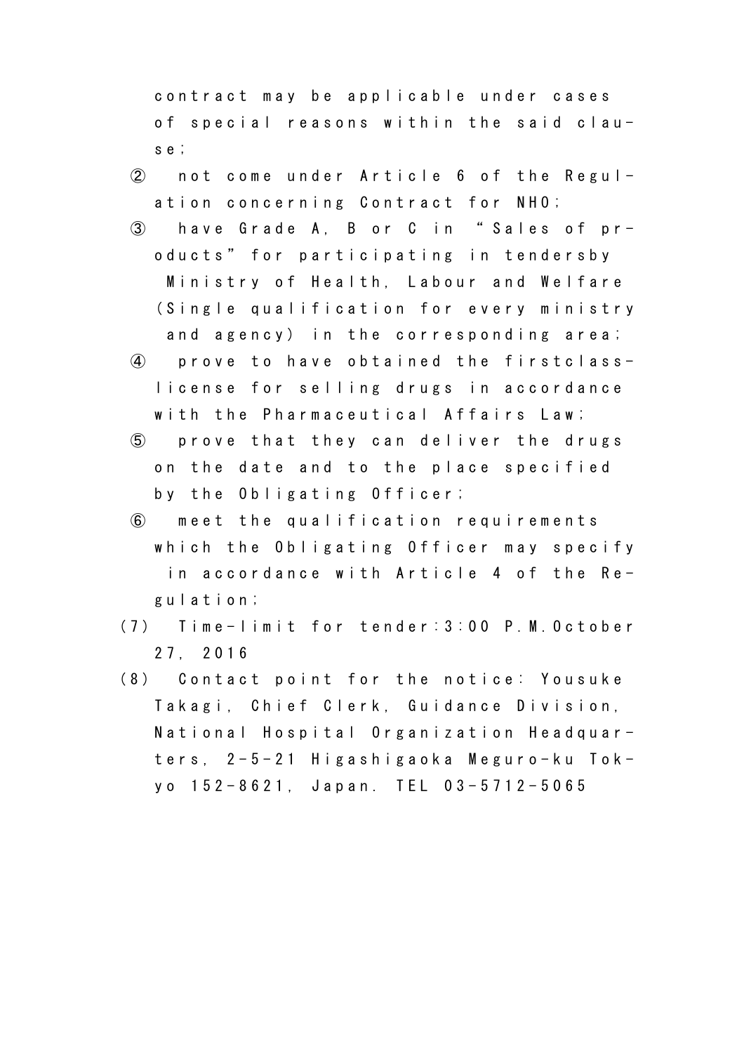contract may be applicable under cases of special reasons within the said clause;

② not come under Article 6 of the Regulation concerning Contract for NHO;

③ have Grade A, B or C in "Sales of products" for participating in tendersby Ministry of Health, Labour and Welfare (Single qualification for every ministry and agency) in the corresponding area;

④ prove to have obtained the firstclass-license for selling drugs in accordance with the Pharmaceutical Affairs Law;

⑤ prove that they can deliver the drugs on the date and to the place specified by the Obligating Officer;

⑥ meet the qualification requirements which the Obligating Officer may specify in accordance with Article 4 of the Regulation;

(7) Time-limit for tender:3:00 P.M.October 27, 2016

(8) Contact point for the notice: Yousuke Takagi, Chief Clerk, Guidance Division, National Hospital Organization Headquarters, 2-5-21 Higashigaoka Meguro-ku Tokyo 152-8621, Japan. TEL 03-5712-5065